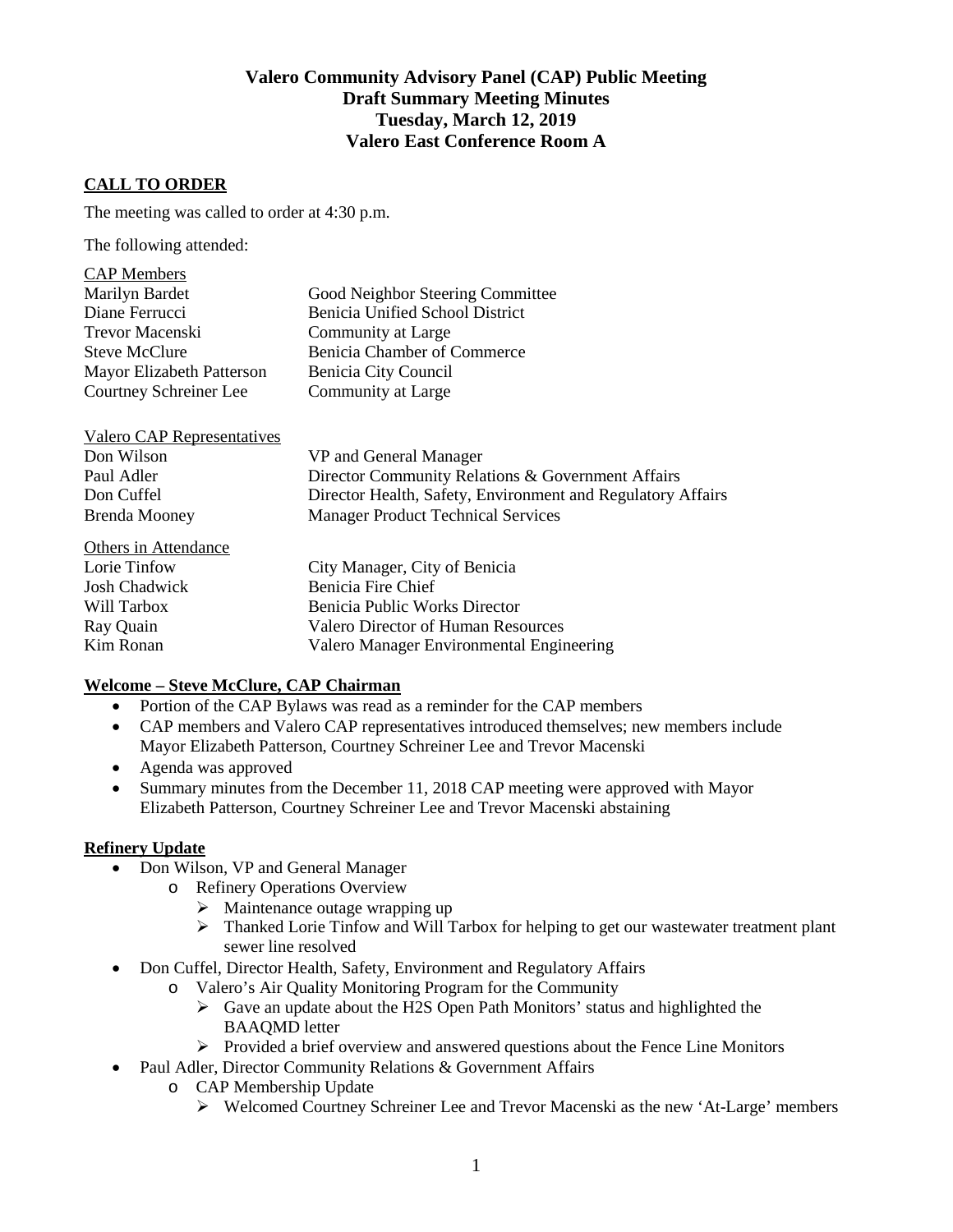# Valero Community Advisory Panel (CAP) Public Meeting
## Draft Summary Meeting Minutes
## Tuesday, March 12, 2019
## Valero East Conference Room A

**CALL TO ORDER**

The meeting was called to order at 4:30 p.m.

The following attended:

CAP Members

| | |
|---|---|
| Marilyn Bardet | Good Neighbor Steering Committee |
| Diane Ferrucci | Benicia Unified School District |
| Trevor Macenski | Community at Large |
| Steve McClure | Benicia Chamber of Commerce |
| Mayor Elizabeth Patterson | Benicia City Council |
| Courtney Schreiner Lee | Community at Large |

Valero CAP Representatives

| | |
|---|---|
| Don Wilson | VP and General Manager |
| Paul Adler | Director Community Relations & Government Affairs |
| Don Cuffel | Director Health, Safety, Environment and Regulatory Affairs |
| Brenda Mooney | Manager Product Technical Services |

Others in Attendance

| | |
|---|---|
| Lorie Tinfow | City Manager, City of Benicia |
| Josh Chadwick | Benicia Fire Chief |
| Will Tarbox | Benicia Public Works Director |
| Ray Quain | Valero Director of Human Resources |
| Kim Ronan | Valero Manager Environmental Engineering |

**Welcome – Steve McClure, CAP Chairman**

- Portion of the CAP Bylaws was read as a reminder for the CAP members
- CAP members and Valero CAP representatives introduced themselves; new members include Mayor Elizabeth Patterson, Courtney Schreiner Lee and Trevor Macenski
- Agenda was approved
- Summary minutes from the December 11, 2018 CAP meeting were approved with Mayor Elizabeth Patterson, Courtney Schreiner Lee and Trevor Macenski abstaining

**Refinery Update**

- Don Wilson, VP and General Manager
  - Refinery Operations Overview
    - Maintenance outage wrapping up
    - Thanked Lorie Tinfow and Will Tarbox for helping to get our wastewater treatment plant sewer line resolved
- Don Cuffel, Director Health, Safety, Environment and Regulatory Affairs
  - Valero's Air Quality Monitoring Program for the Community
    - Gave an update about the H2S Open Path Monitors' status and highlighted the BAAQMD letter
    - Provided a brief overview and answered questions about the Fence Line Monitors
- Paul Adler, Director Community Relations & Government Affairs
  - CAP Membership Update
    - Welcomed Courtney Schreiner Lee and Trevor Macenski as the new 'At-Large' members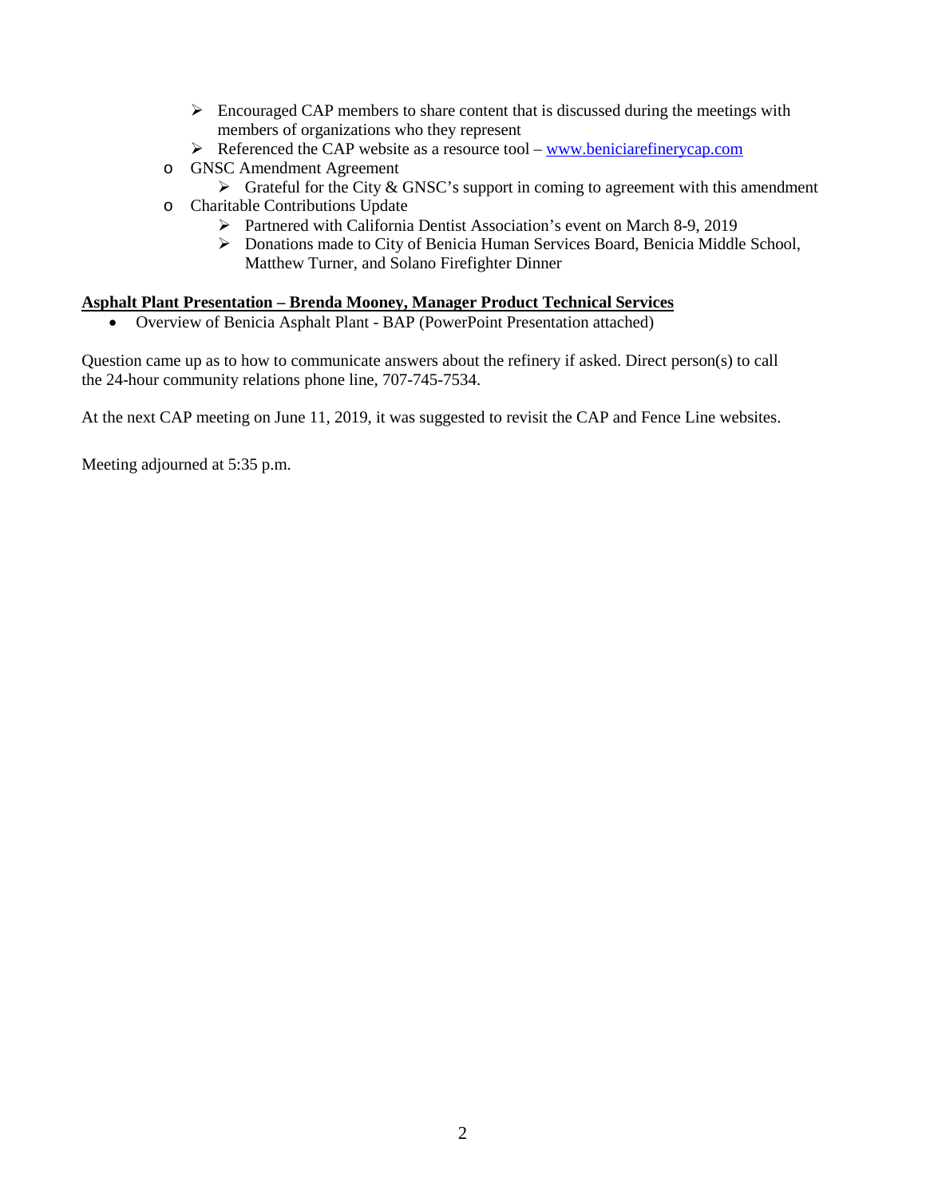- Encouraged CAP members to share content that is discussed during the meetings with members of organizations who they represent
  - Referenced the CAP website as a resource tool – [www.beniciarefinerycap.com](http://www.beniciarefinerycap.com)
- GNSC Amendment Agreement
  - Grateful for the City & GNSC's support in coming to agreement with this amendment
- Charitable Contributions Update
  - Partnered with California Dentist Association's event on March 8-9, 2019
  - Donations made to City of Benicia Human Services Board, Benicia Middle School, Matthew Turner, and Solano Firefighter Dinner

**Asphalt Plant Presentation – Brenda Mooney, Manager Product Technical Services**

- Overview of Benicia Asphalt Plant - BAP (PowerPoint Presentation attached)

Question came up as to how to communicate answers about the refinery if asked. Direct person(s) to call the 24-hour community relations phone line, 707-745-7534.

At the next CAP meeting on June 11, 2019, it was suggested to revisit the CAP and Fence Line websites.

Meeting adjourned at 5:35 p.m.